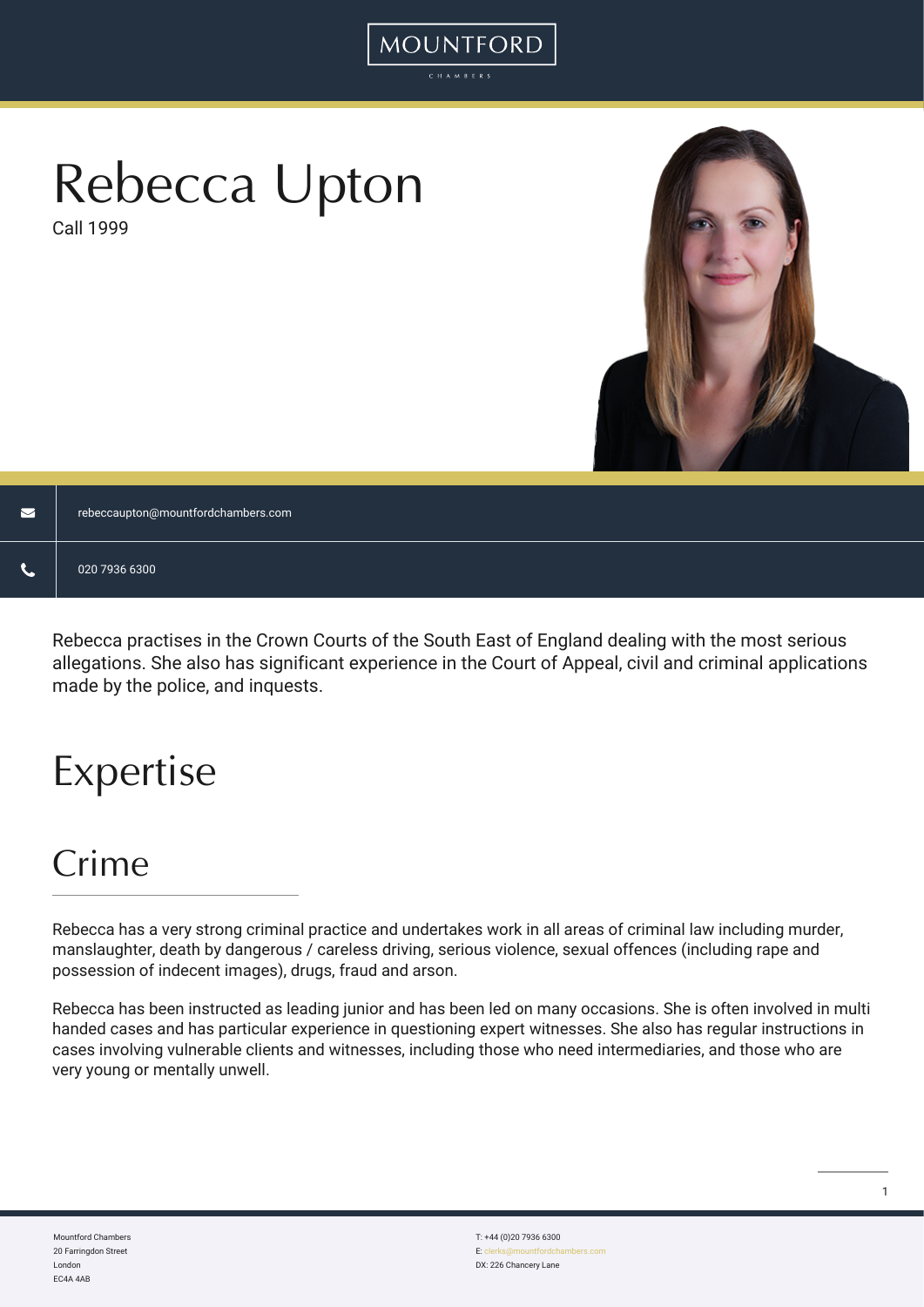# Rebecca Upton

Call 1999

rebeccaupton@mountfordchambers.com

020 7936 6300

Rebecca practises in the Crown Courts of the South East of England dealing with the most serious allegations. She also has significant experience in the Court of Appeal, civil and criminal applications made by the police, and inquests.

# Expertise

## Crime

Rebecca has a very strong criminal practice and undertakes work in all areas of criminal law including murder, manslaughter, death by dangerous / careless driving, serious violence, sexual offences (including rape and possession of indecent images), drugs, fraud and arson.

Rebecca has been instructed as leading junior and has been led on many occasions. She is often involved in multi handed cases and has particular experience in questioning expert witnesses. She also has regular instructions in cases involving vulnerable clients and witnesses, including those who need intermediaries, and those who are very young or mentally unwell.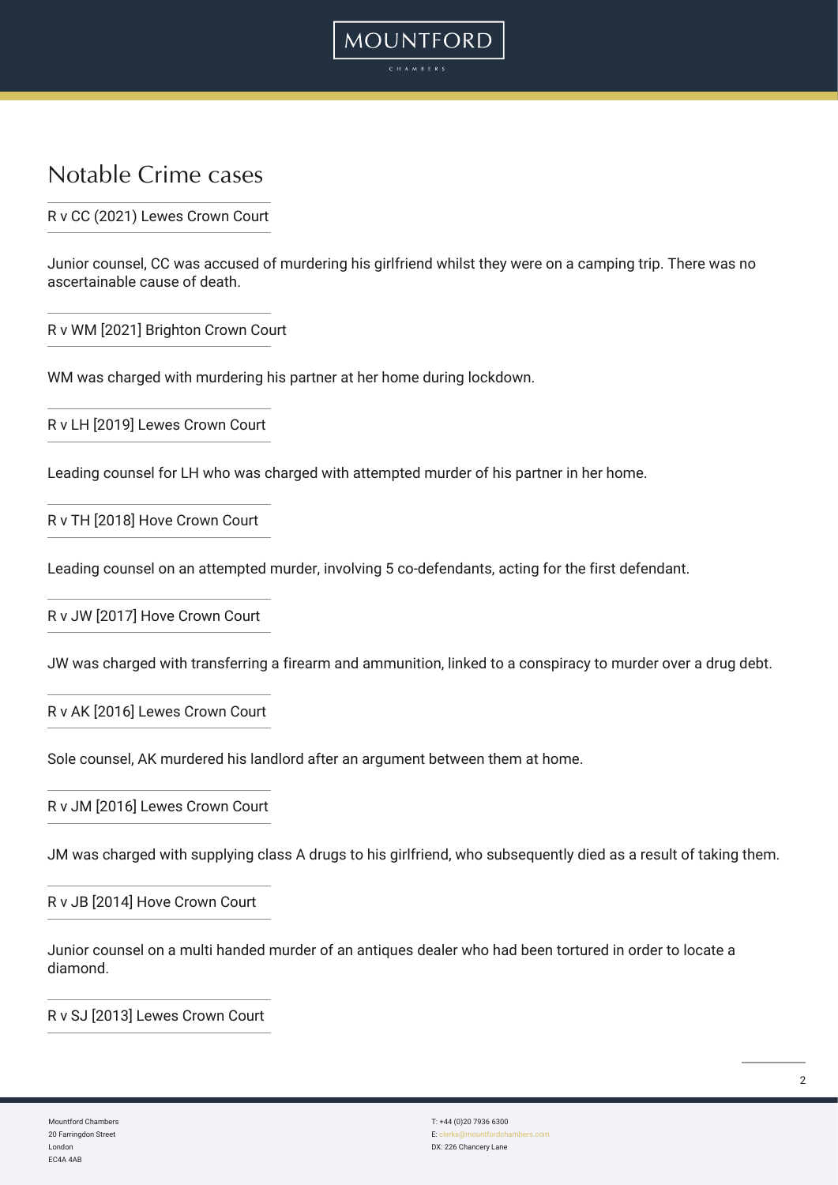# Notable Crime cases

R v CC (2021) Lewes Crown Court

Junior counsel, CC was accused of murdering his girlfriend whilst they were on a camping trip. There was no ascertainable cause of death.

R v WM [2021] Brighton Crown Court

WM was charged with murdering his partner at her home during lockdown.

R v LH [2019] Lewes Crown Court

Leading counsel for LH who was charged with attempted murder of his partner in her home.

R v TH [2018] Hove Crown Court

Leading counsel on an attempted murder, involving 5 co-defendants, acting for the first defendant.

R v JW [2017] Hove Crown Court

JW was charged with transferring a firearm and ammunition, linked to a conspiracy to murder over a drug debt.

R v AK [2016] Lewes Crown Court

Sole counsel, AK murdered his landlord after an argument between them at home.

R v JM [2016] Lewes Crown Court

JM was charged with supplying class A drugs to his girlfriend, who subsequently died as a result of taking them.

R v JB [2014] Hove Crown Court

Junior counsel on a multi handed murder of an antiques dealer who had been tortured in order to locate a diamond.

R v SJ [2013] Lewes Crown Court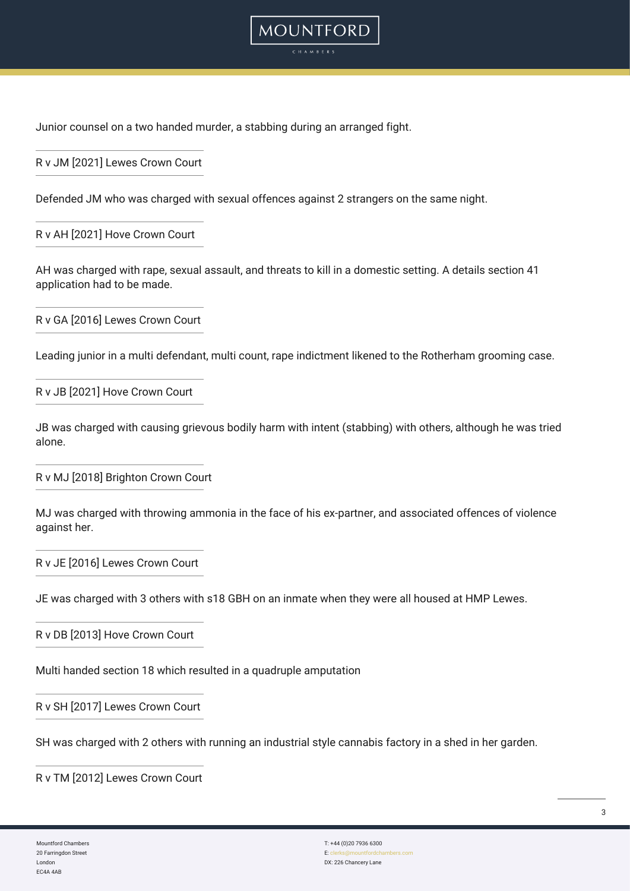Junior counsel on a two handed murder, a stabbing during an arranged fight.

R v JM [2021] Lewes Crown Court

Defended JM who was charged with sexual offences against 2 strangers on the same night.

R v AH [2021] Hove Crown Court

AH was charged with rape, sexual assault, and threats to kill in a domestic setting. A details section 41 application had to be made.

R v GA [2016] Lewes Crown Court

Leading junior in a multi defendant, multi count, rape indictment likened to the Rotherham grooming case.

R v JB [2021] Hove Crown Court

JB was charged with causing grievous bodily harm with intent (stabbing) with others, although he was tried alone.

R v MJ [2018] Brighton Crown Court

MJ was charged with throwing ammonia in the face of his ex-partner, and associated offences of violence against her.

R v JE [2016] Lewes Crown Court

JE was charged with 3 others with s18 GBH on an inmate when they were all housed at HMP Lewes.

R v DB [2013] Hove Crown Court

Multi handed section 18 which resulted in a quadruple amputation

R v SH [2017] Lewes Crown Court

SH was charged with 2 others with running an industrial style cannabis factory in a shed in her garden.

R v TM [2012] Lewes Crown Court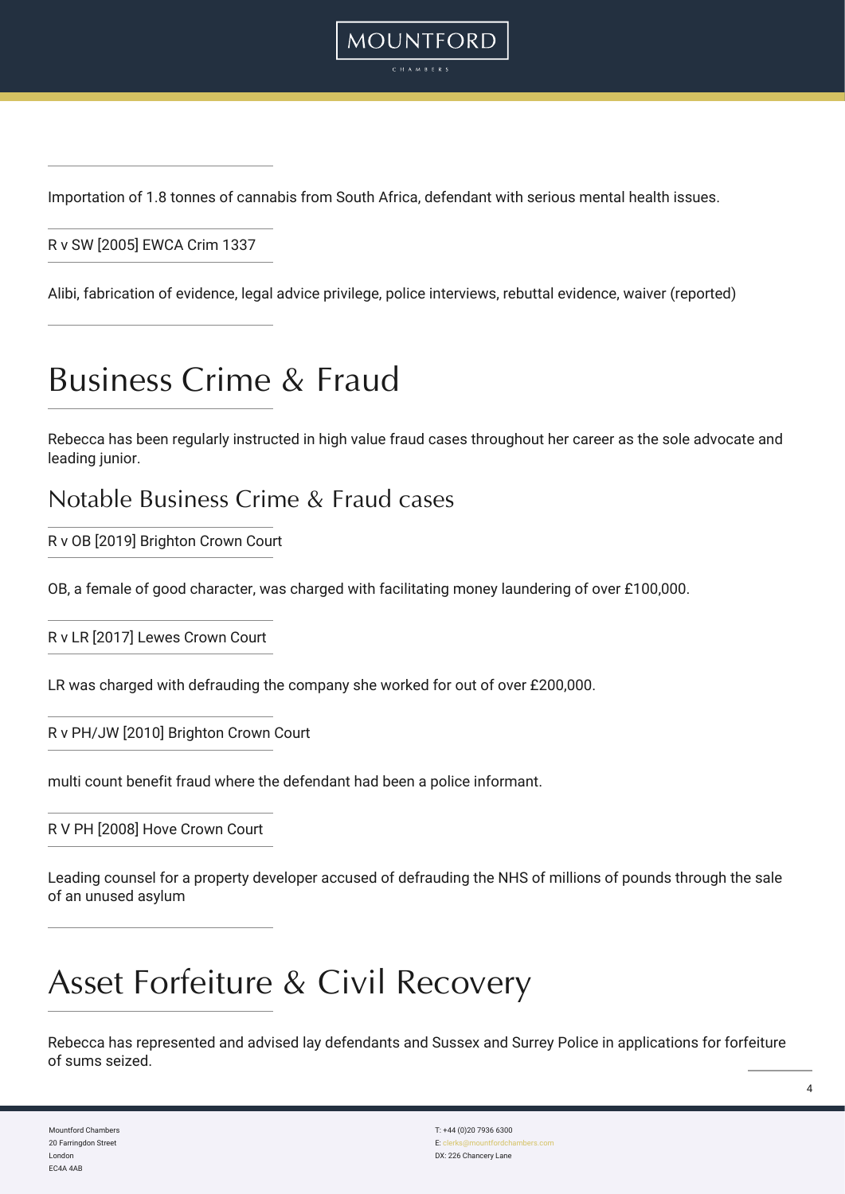Importation of 1.8 tonnes of cannabis from South Africa, defendant with serious mental health issues.

R v SW [2005] EWCA Crim 1337

Alibi, fabrication of evidence, legal advice privilege, police interviews, rebuttal evidence, waiver (reported)

# Business Crime & Fraud

Rebecca has been regularly instructed in high value fraud cases throughout her career as the sole advocate and leading junior.

## Notable Business Crime & Fraud cases

R v OB [2019] Brighton Crown Court

OB, a female of good character, was charged with facilitating money laundering of over £100,000.

R v LR [2017] Lewes Crown Court

LR was charged with defrauding the company she worked for out of over £200,000.

R v PH/JW [2010] Brighton Crown Court

multi count benefit fraud where the defendant had been a police informant.

R V PH [2008] Hove Crown Court

Leading counsel for a property developer accused of defrauding the NHS of millions of pounds through the sale of an unused asylum

# Asset Forfeiture & Civil Recovery

Rebecca has represented and advised lay defendants and Sussex and Surrey Police in applications for forfeiture of sums seized.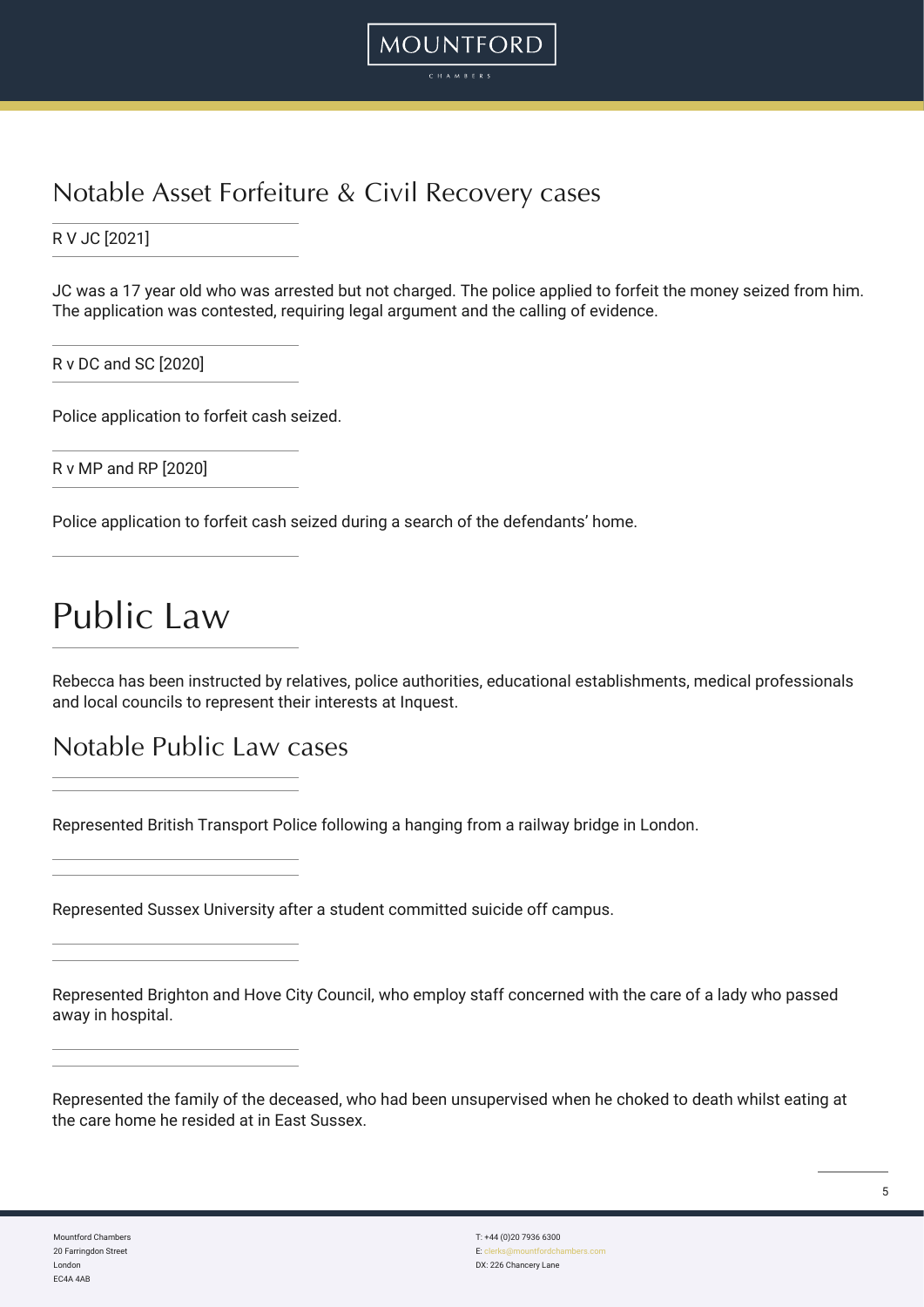## Notable Asset Forfeiture & Civil Recovery cases

### R V JC [2021]

JC was a 17 year old who was arrested but not charged. The police applied to forfeit the money seized from him. The application was contested, requiring legal argument and the calling of evidence.

### R v DC and SC [2020]

Police application to forfeit cash seized.

### R v MP and RP [2020]

Police application to forfeit cash seized during a search of the defendants' home.

# Public Law

Rebecca has been instructed by relatives, police authorities, educational establishments, medical professionals and local councils to represent their interests at Inquest.

## Notable Public Law cases

Represented British Transport Police following a hanging from a railway bridge in London.

Represented Sussex University after a student committed suicide off campus.

Represented Brighton and Hove City Council, who employ staff concerned with the care of a lady who passed away in hospital.

Represented the family of the deceased, who had been unsupervised when he choked to death whilst eating at the care home he resided at in East Sussex.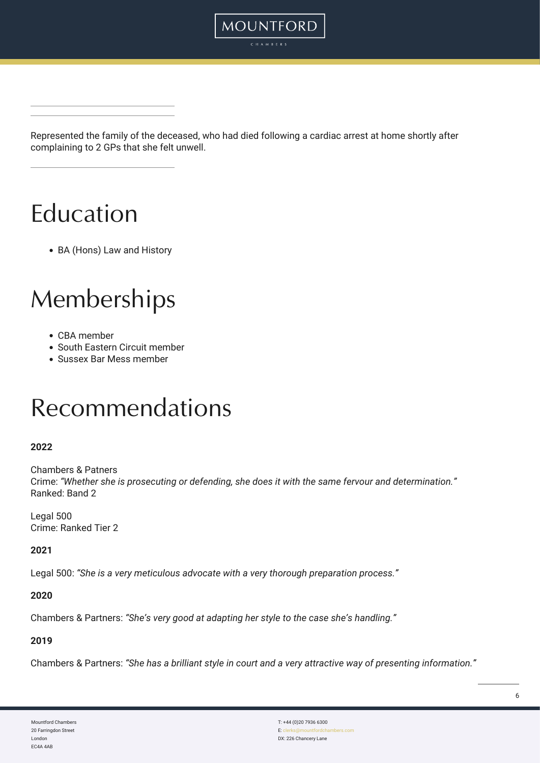Represented the family of the deceased, who had died following a cardiac arrest at home shortly after complaining to 2 GPs that she felt unwell.

# Education

- BA (Hons) Law and History

# Memberships

- CBA member
- South Eastern Circuit member
- Sussex Bar Mess member

# Recommendations

**2022**

Chambers & Patners
Crime: *"Whether she is prosecuting or defending, she does it with the same fervour and determination."*
Ranked: Band 2

Legal 500
Crime: Ranked Tier 2

**2021**

Legal 500: *"She is a very meticulous advocate with a very thorough preparation process."*

**2020**

Chambers & Partners: *"She's very good at adapting her style to the case she's handling."*

**2019**

Chambers & Partners: *"She has a brilliant style in court and a very attractive way of presenting information."*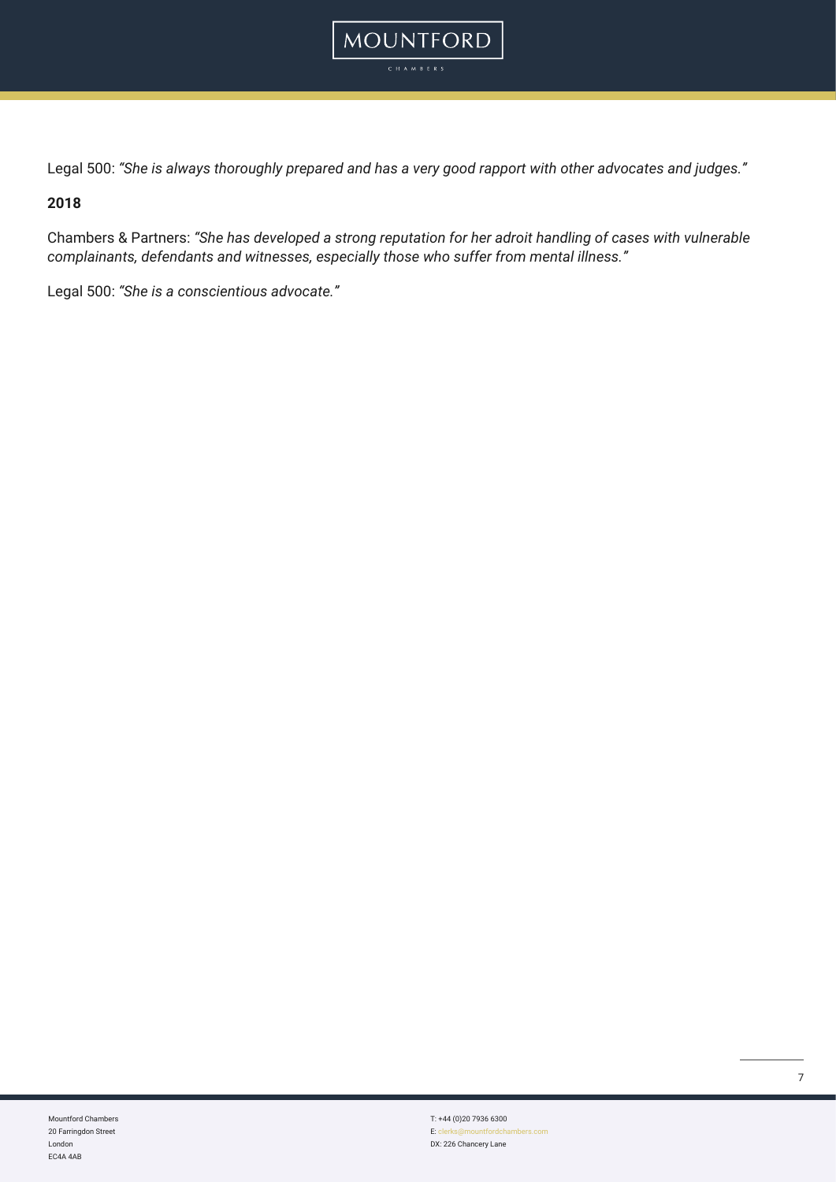Legal 500: *"She is always thoroughly prepared and has a very good rapport with other advocates and judges."*

**2018**

Chambers & Partners: *"She has developed a strong reputation for her adroit handling of cases with vulnerable complainants, defendants and witnesses, especially those who suffer from mental illness."*

Legal 500: *"She is a conscientious advocate."*